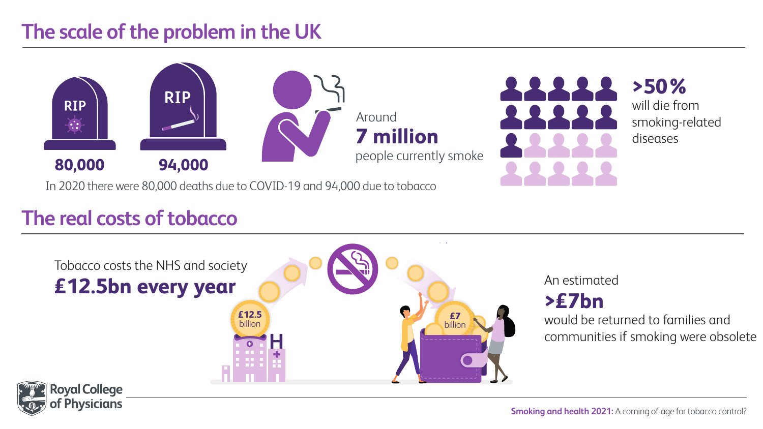# The scale of the problem in the UK

RIP

**80,000**

RIP

**94,000**

In 2020 there were 80,000 deaths due to COVID-19 and 94,000 due to tobacco

Around
**7 million**
people currently smoke

**>50%**
will die from smoking-related diseases

# The real costs of tobacco

Tobacco costs the NHS and society
**£12.5bn every year**

£12.5 billion

£7 billion

An estimated
**>£7bn**
would be returned to families and communities if smoking were obsolete

Royal College of Physicians

**Smoking and health 2021:** A coming of age for tobacco control?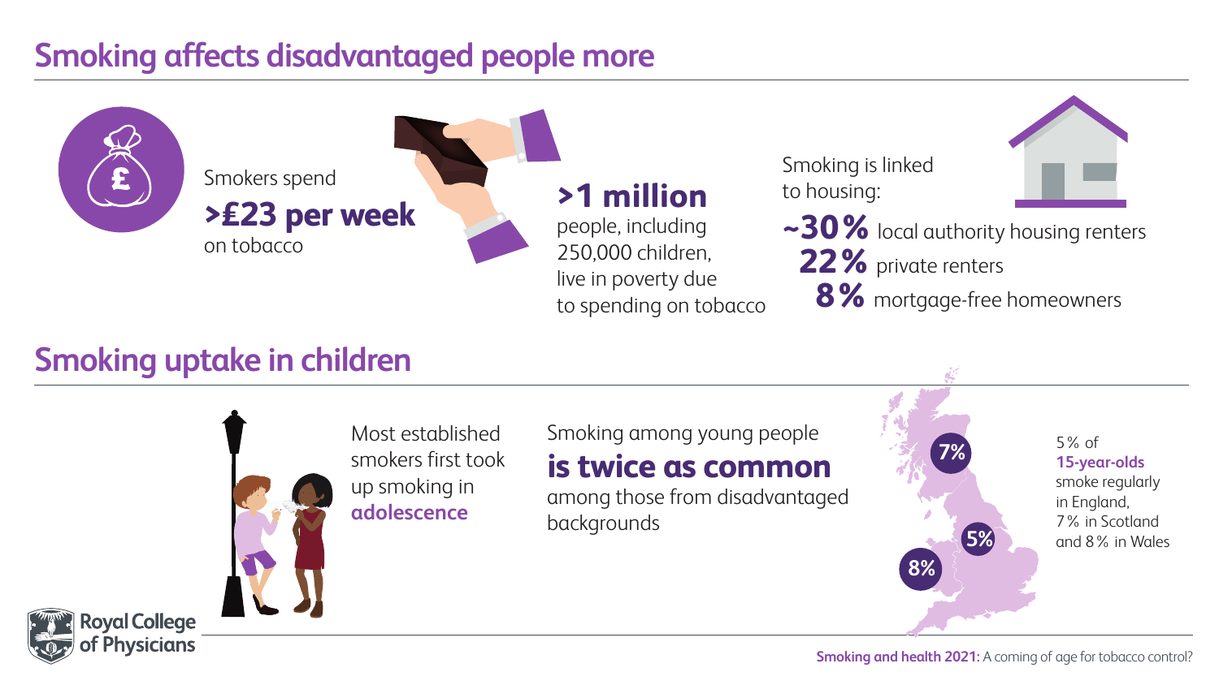# Smoking affects disadvantaged people more

Smokers spend **>£23 per week** on tobacco

**>1 million** people, including 250,000 children, live in poverty due to spending on tobacco

Smoking is linked to housing:

- **~30%** local authority housing renters
- **22%** private renters
- **8%** mortgage-free homeowners

# Smoking uptake in children

Most established smokers first took up smoking in **adolescence**

Smoking among young people **is twice as common** among those from disadvantaged backgrounds

7%

5%

8%

5% of **15-year-olds** smoke regularly in England, 7% in Scotland and 8% in Wales

Royal College of Physicians

**Smoking and health 2021:** A coming of age for tobacco control?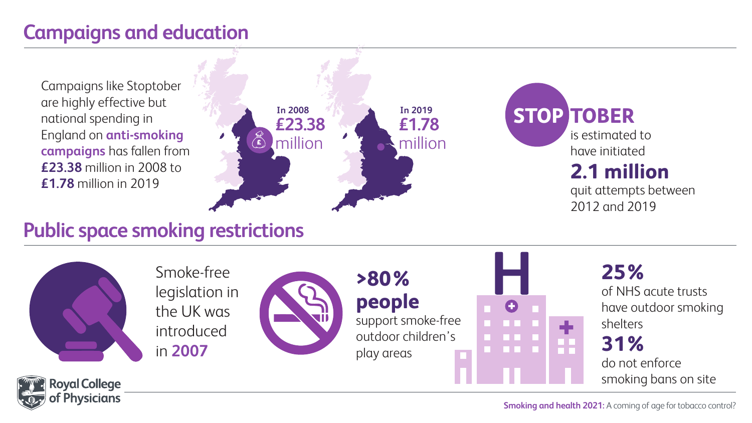## Campaigns and education

Campaigns like Stoptober are highly effective but national spending in England on **anti-smoking campaigns** has fallen from **£23.38** million in 2008 to **£1.78** million in 2019

In 2008
**£23.38** million

In 2019
**£1.78** million

**STOPTOBER** is estimated to have initiated **2.1 million** quit attempts between 2012 and 2019

## Public space smoking restrictions

Smoke-free legislation in the UK was introduced in **2007**

**>80% people** support smoke-free outdoor children's play areas

**25%** of NHS acute trusts have outdoor smoking shelters

**31%** do not enforce smoking bans on site

Royal College of Physicians

**Smoking and health 2021:** A coming of age for tobacco control?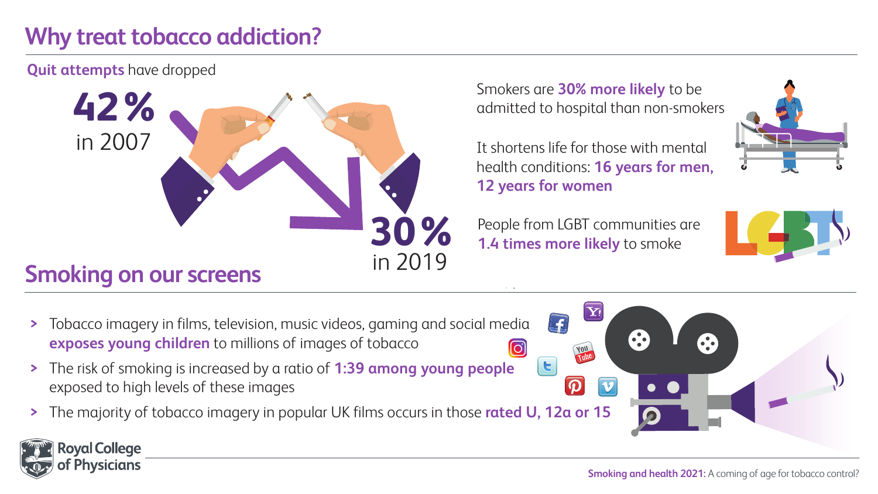# Why treat tobacco addiction?

**Quit attempts** have dropped

**42%** in 2007

**30%** in 2019

Smokers are **30% more likely** to be admitted to hospital than non-smokers

It shortens life for those with mental health conditions: **16 years for men, 12 years for women**

People from LGBT communities are **1.4 times more likely** to smoke

## Smoking on our screens

- Tobacco imagery in films, television, music videos, gaming and social media **exposes young children** to millions of images of tobacco
- The risk of smoking is increased by a ratio of **1:39 among young people** exposed to high levels of these images
- The majority of tobacco imagery in popular UK films occurs in those **rated U, 12a or 15**

Royal College of Physicians

**Smoking and health 2021:** A coming of age for tobacco control?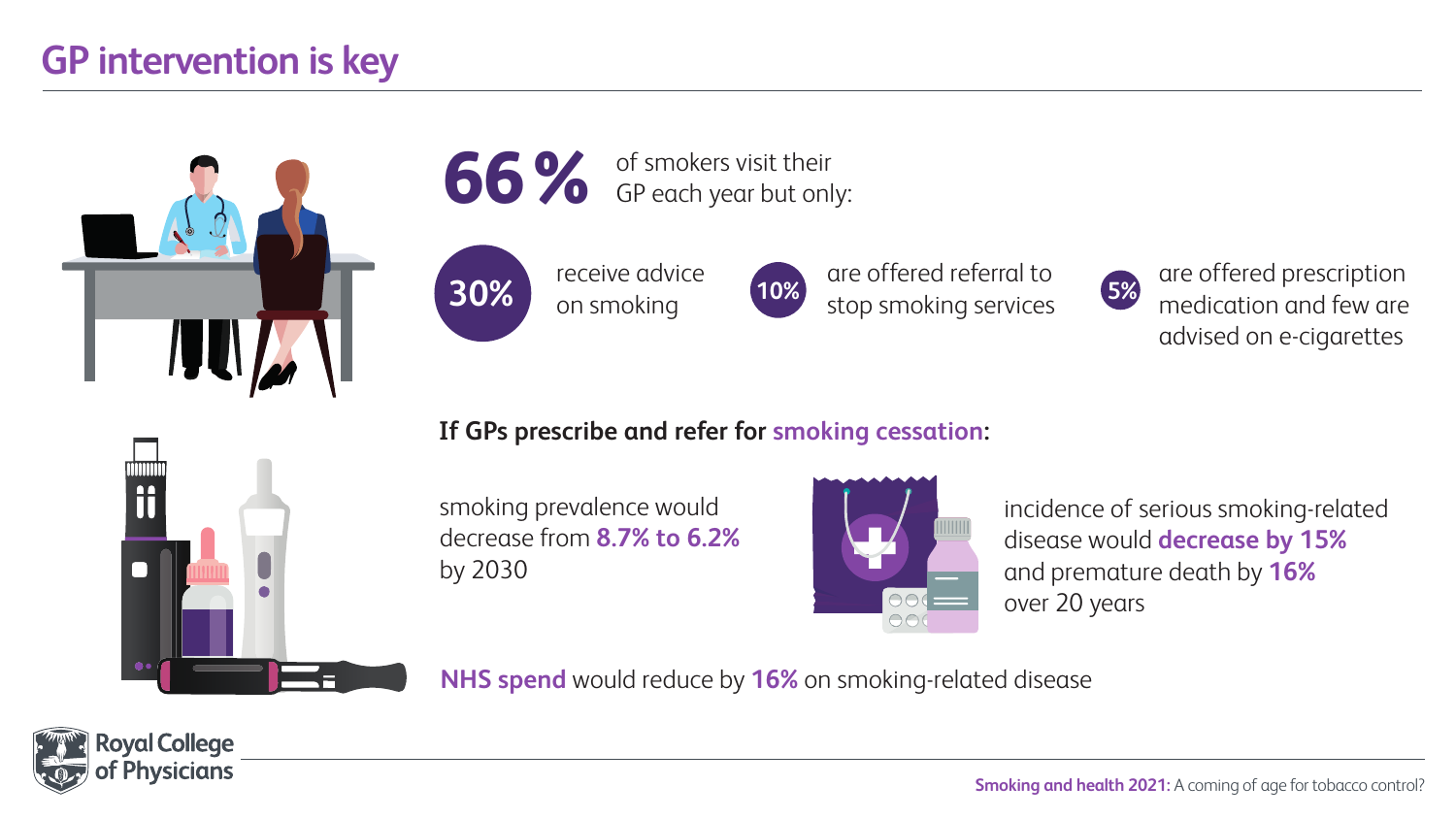# GP intervention is key

**66 %** of smokers visit their GP each year but only:

- **30%** receive advice on smoking
- **10%** are offered referral to stop smoking services
- **5%** are offered prescription medication and few are advised on e-cigarettes

**If GPs prescribe and refer for smoking cessation:**

smoking prevalence would decrease from **8.7% to 6.2%** by 2030

incidence of serious smoking-related disease would **decrease by 15%** and premature death by **16%** over 20 years

**NHS spend** would reduce by **16%** on smoking-related disease

Royal College of Physicians

**Smoking and health 2021:** A coming of age for tobacco control?